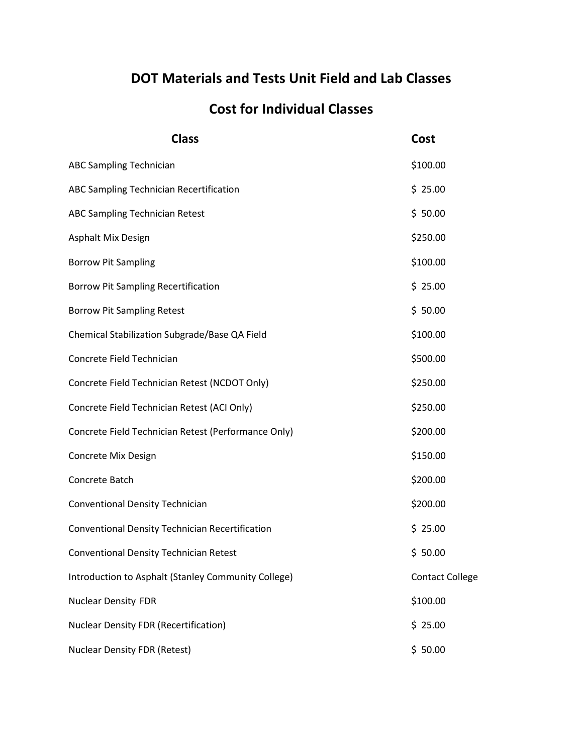# DOT Materials and Tests Unit Field and Lab Classes

## Cost for Individual Classes

| Class | Cost |
|---|---|
| ABC Sampling Technician | $100.00 |
| ABC Sampling Technician Recertification | $ 25.00 |
| ABC Sampling Technician Retest | $ 50.00 |
| Asphalt Mix Design | $250.00 |
| Borrow Pit Sampling | $100.00 |
| Borrow Pit Sampling Recertification | $ 25.00 |
| Borrow Pit Sampling Retest | $ 50.00 |
| Chemical Stabilization Subgrade/Base QA Field | $100.00 |
| Concrete Field Technician | $500.00 |
| Concrete Field Technician Retest (NCDOT Only) | $250.00 |
| Concrete Field Technician Retest (ACI Only) | $250.00 |
| Concrete Field Technician Retest (Performance Only) | $200.00 |
| Concrete Mix Design | $150.00 |
| Concrete Batch | $200.00 |
| Conventional Density Technician | $200.00 |
| Conventional Density Technician Recertification | $ 25.00 |
| Conventional Density Technician Retest | $ 50.00 |
| Introduction to Asphalt (Stanley Community College) | Contact College |
| Nuclear Density FDR | $100.00 |
| Nuclear Density FDR (Recertification) | $ 25.00 |
| Nuclear Density FDR (Retest) | $ 50.00 |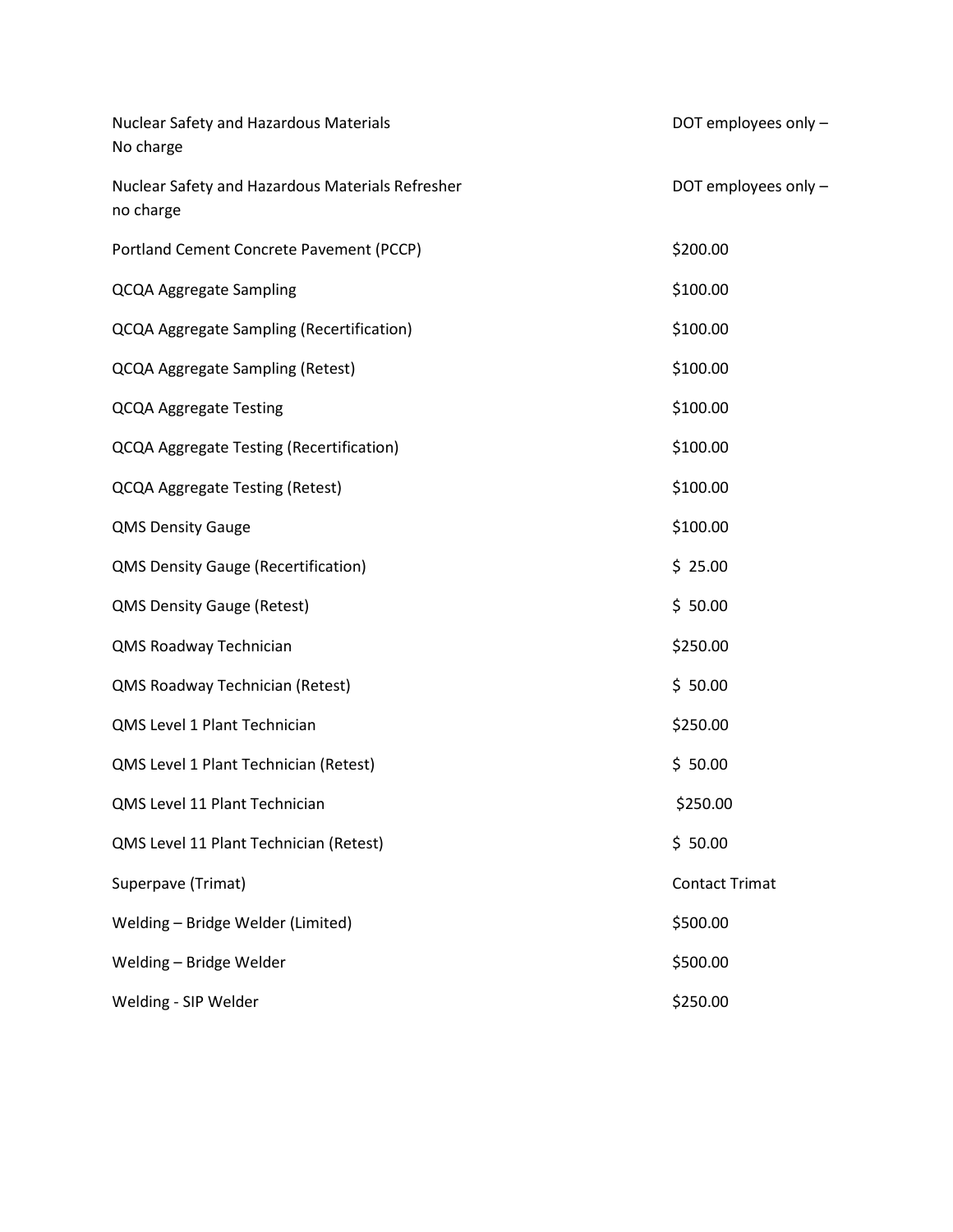| | |
|---|---|
| Nuclear Safety and Hazardous Materials | DOT employees only – No charge |
| Nuclear Safety and Hazardous Materials Refresher | DOT employees only – no charge |
| Portland Cement Concrete Pavement (PCCP) | $200.00 |
| QCQA Aggregate Sampling | $100.00 |
| QCQA Aggregate Sampling (Recertification) | $100.00 |
| QCQA Aggregate Sampling (Retest) | $100.00 |
| QCQA Aggregate Testing | $100.00 |
| QCQA Aggregate Testing (Recertification) | $100.00 |
| QCQA Aggregate Testing (Retest) | $100.00 |
| QMS Density Gauge | $100.00 |
| QMS Density Gauge (Recertification) | $ 25.00 |
| QMS Density Gauge (Retest) | $ 50.00 |
| QMS Roadway Technician | $250.00 |
| QMS Roadway Technician (Retest) | $ 50.00 |
| QMS Level 1 Plant Technician | $250.00 |
| QMS Level 1 Plant Technician (Retest) | $ 50.00 |
| QMS Level 11 Plant Technician | $250.00 |
| QMS Level 11 Plant Technician (Retest) | $ 50.00 |
| Superpave (Trimat) | Contact Trimat |
| Welding – Bridge Welder (Limited) | $500.00 |
| Welding – Bridge Welder | $500.00 |
| Welding - SIP Welder | $250.00 |